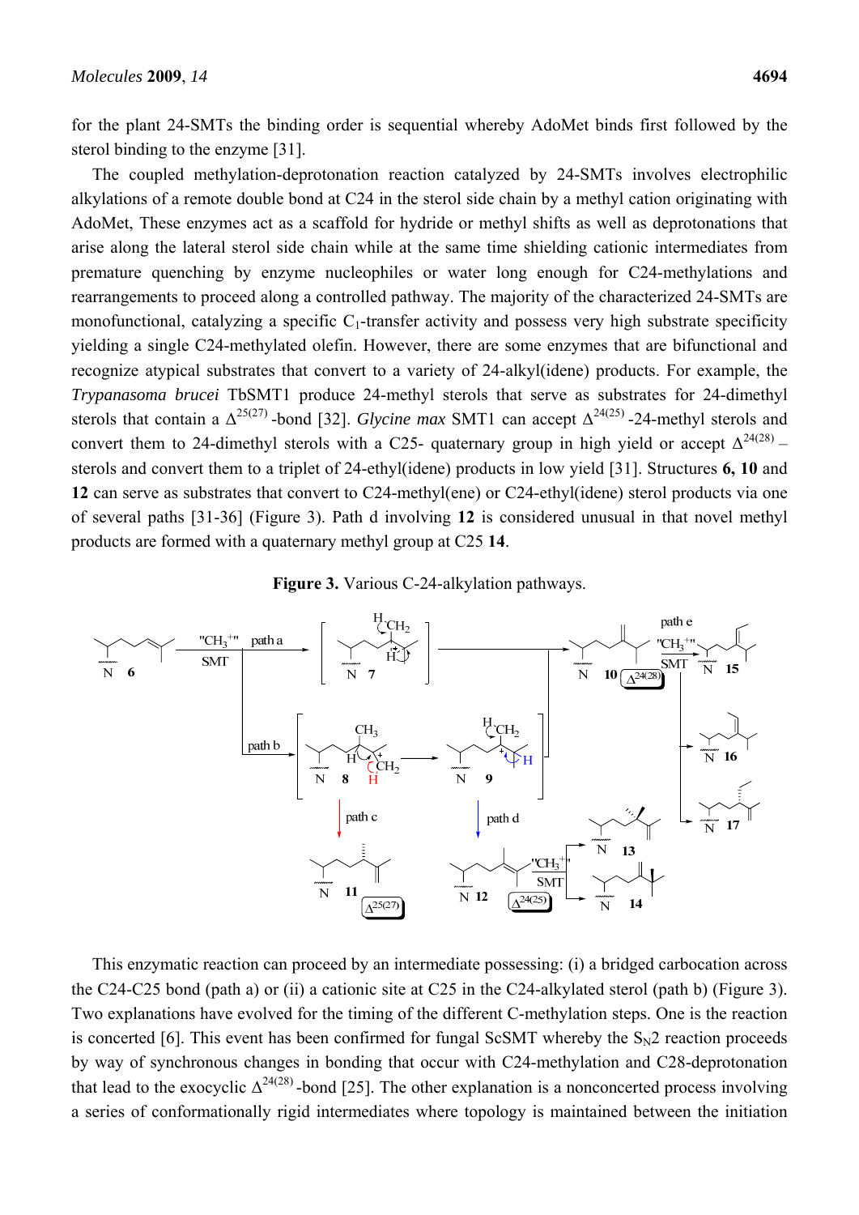for the plant 24-SMTs the binding order is sequential whereby AdoMet binds first followed by the sterol binding to the enzyme [31].

The coupled methylation-deprotonation reaction catalyzed by 24-SMTs involves electrophilic alkylations of a remote double bond at C24 in the sterol side chain by a methyl cation originating with AdoMet, These enzymes act as a scaffold for hydride or methyl shifts as well as deprotonations that arise along the lateral sterol side chain while at the same time shielding cationic intermediates from premature quenching by enzyme nucleophiles or water long enough for C24-methylations and rearrangements to proceed along a controlled pathway. The majority of the characterized 24-SMTs are monofunctional, catalyzing a specific $C_1$-transfer activity and possess very high substrate specificity yielding a single C24-methylated olefin. However, there are some enzymes that are bifunctional and recognize atypical substrates that convert to a variety of 24-alkyl(idene) products. For example, the *Trypanasoma brucei* TbSMT1 produce 24-methyl sterols that serve as substrates for 24-dimethyl sterols that contain a $\Delta^{25(27)}$-bond [32]. *Glycine max* SMT1 can accept $\Delta^{24(25)}$-24-methyl sterols and convert them to 24-dimethyl sterols with a C25- quaternary group in high yield or accept $\Delta^{24(28)}$– sterols and convert them to a triplet of 24-ethyl(idene) products in low yield [31]. Structures **6, 10** and **12** can serve as substrates that convert to C24-methyl(ene) or C24-ethyl(idene) sterol products via one of several paths [31-36] (Figure 3). Path d involving **12** is considered unusual in that novel methyl products are formed with a quaternary methyl group at C25 **14**.

**Figure 3.** Various C-24-alkylation pathways.

This enzymatic reaction can proceed by an intermediate possessing: (i) a bridged carbocation across the C24-C25 bond (path a) or (ii) a cationic site at C25 in the C24-alkylated sterol (path b) (Figure 3). Two explanations have evolved for the timing of the different C-methylation steps. One is the reaction is concerted [6]. This event has been confirmed for fungal ScSMT whereby the $S_N2$ reaction proceeds by way of synchronous changes in bonding that occur with C24-methylation and C28-deprotonation that lead to the exocyclic $\Delta^{24(28)}$-bond [25]. The other explanation is a nonconcerted process involving a series of conformationally rigid intermediates where topology is maintained between the initiation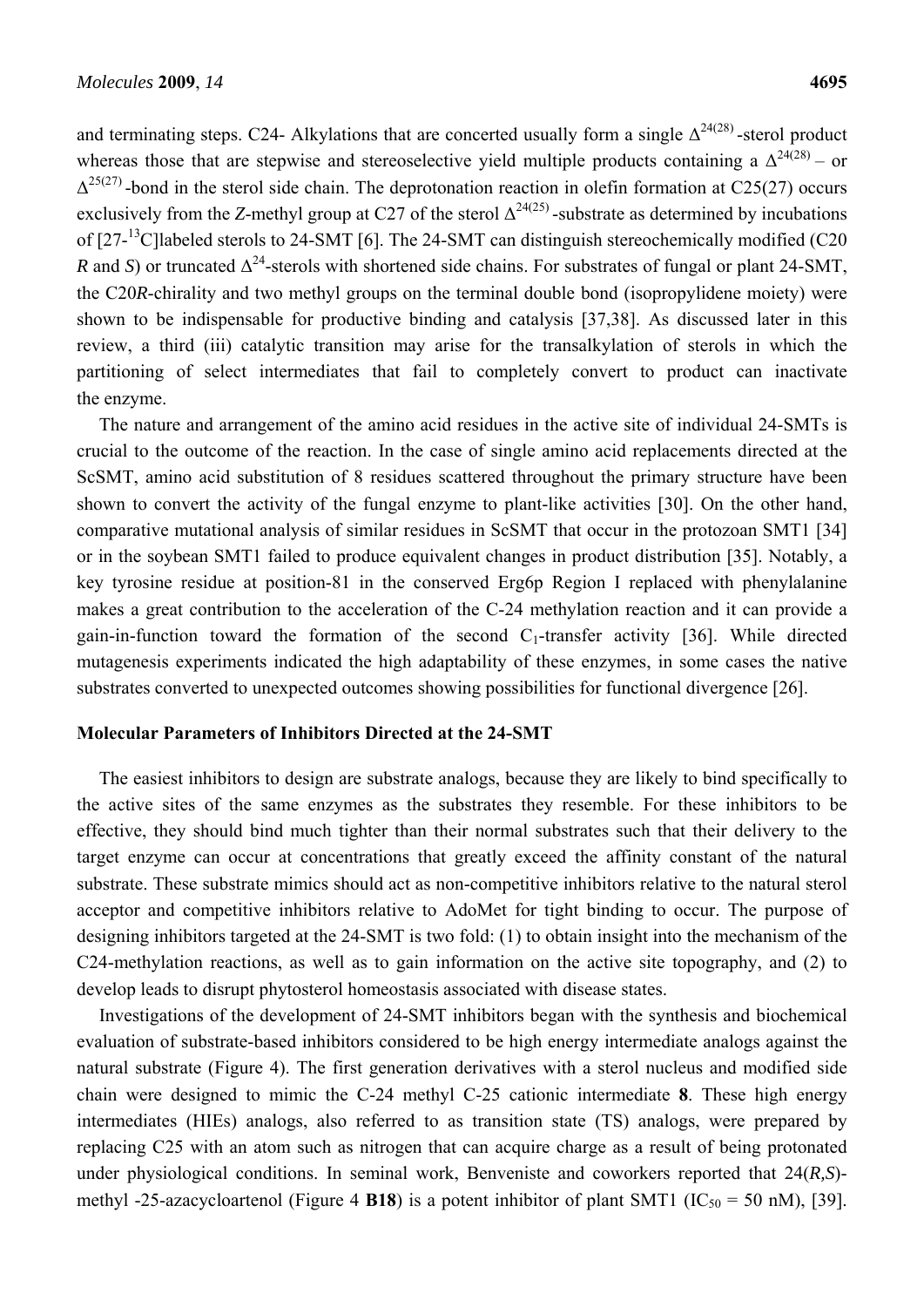and terminating steps. C24- Alkylations that are concerted usually form a single $\Delta^{24(28)}$-sterol product whereas those that are stepwise and stereoselective yield multiple products containing a $\Delta^{24(28)}$ – or $\Delta^{25(27)}$-bond in the sterol side chain. The deprotonation reaction in olefin formation at C25(27) occurs exclusively from the *Z*-methyl group at C27 of the sterol $\Delta^{24(25)}$-substrate as determined by incubations of [27-$^{13}$C]labeled sterols to 24-SMT [6]. The 24-SMT can distinguish stereochemically modified (C20 *R* and *S*) or truncated $\Delta^{24}$-sterols with shortened side chains. For substrates of fungal or plant 24-SMT, the C20*R*-chirality and two methyl groups on the terminal double bond (isopropylidene moiety) were shown to be indispensable for productive binding and catalysis [37,38]. As discussed later in this review, a third (iii) catalytic transition may arise for the transalkylation of sterols in which the partitioning of select intermediates that fail to completely convert to product can inactivate the enzyme.

The nature and arrangement of the amino acid residues in the active site of individual 24-SMTs is crucial to the outcome of the reaction. In the case of single amino acid replacements directed at the ScSMT, amino acid substitution of 8 residues scattered throughout the primary structure have been shown to convert the activity of the fungal enzyme to plant-like activities [30]. On the other hand, comparative mutational analysis of similar residues in ScSMT that occur in the protozoan SMT1 [34] or in the soybean SMT1 failed to produce equivalent changes in product distribution [35]. Notably, a key tyrosine residue at position-81 in the conserved Erg6p Region I replaced with phenylalanine makes a great contribution to the acceleration of the C-24 methylation reaction and it can provide a gain-in-function toward the formation of the second $C_1$-transfer activity [36]. While directed mutagenesis experiments indicated the high adaptability of these enzymes, in some cases the native substrates converted to unexpected outcomes showing possibilities for functional divergence [26].

## Molecular Parameters of Inhibitors Directed at the 24-SMT

The easiest inhibitors to design are substrate analogs, because they are likely to bind specifically to the active sites of the same enzymes as the substrates they resemble. For these inhibitors to be effective, they should bind much tighter than their normal substrates such that their delivery to the target enzyme can occur at concentrations that greatly exceed the affinity constant of the natural substrate. These substrate mimics should act as non-competitive inhibitors relative to the natural sterol acceptor and competitive inhibitors relative to AdoMet for tight binding to occur. The purpose of designing inhibitors targeted at the 24-SMT is two fold: (1) to obtain insight into the mechanism of the C24-methylation reactions, as well as to gain information on the active site topography, and (2) to develop leads to disrupt phytosterol homeostasis associated with disease states.

Investigations of the development of 24-SMT inhibitors began with the synthesis and biochemical evaluation of substrate-based inhibitors considered to be high energy intermediate analogs against the natural substrate (Figure 4). The first generation derivatives with a sterol nucleus and modified side chain were designed to mimic the C-24 methyl C-25 cationic intermediate **8**. These high energy intermediates (HIEs) analogs, also referred to as transition state (TS) analogs, were prepared by replacing C25 with an atom such as nitrogen that can acquire charge as a result of being protonated under physiological conditions. In seminal work, Benveniste and coworkers reported that 24(*R,S*)-methyl -25-azacycloartenol (Figure 4 **B18**) is a potent inhibitor of plant SMT1 ($IC_{50}$ = 50 nM), [39].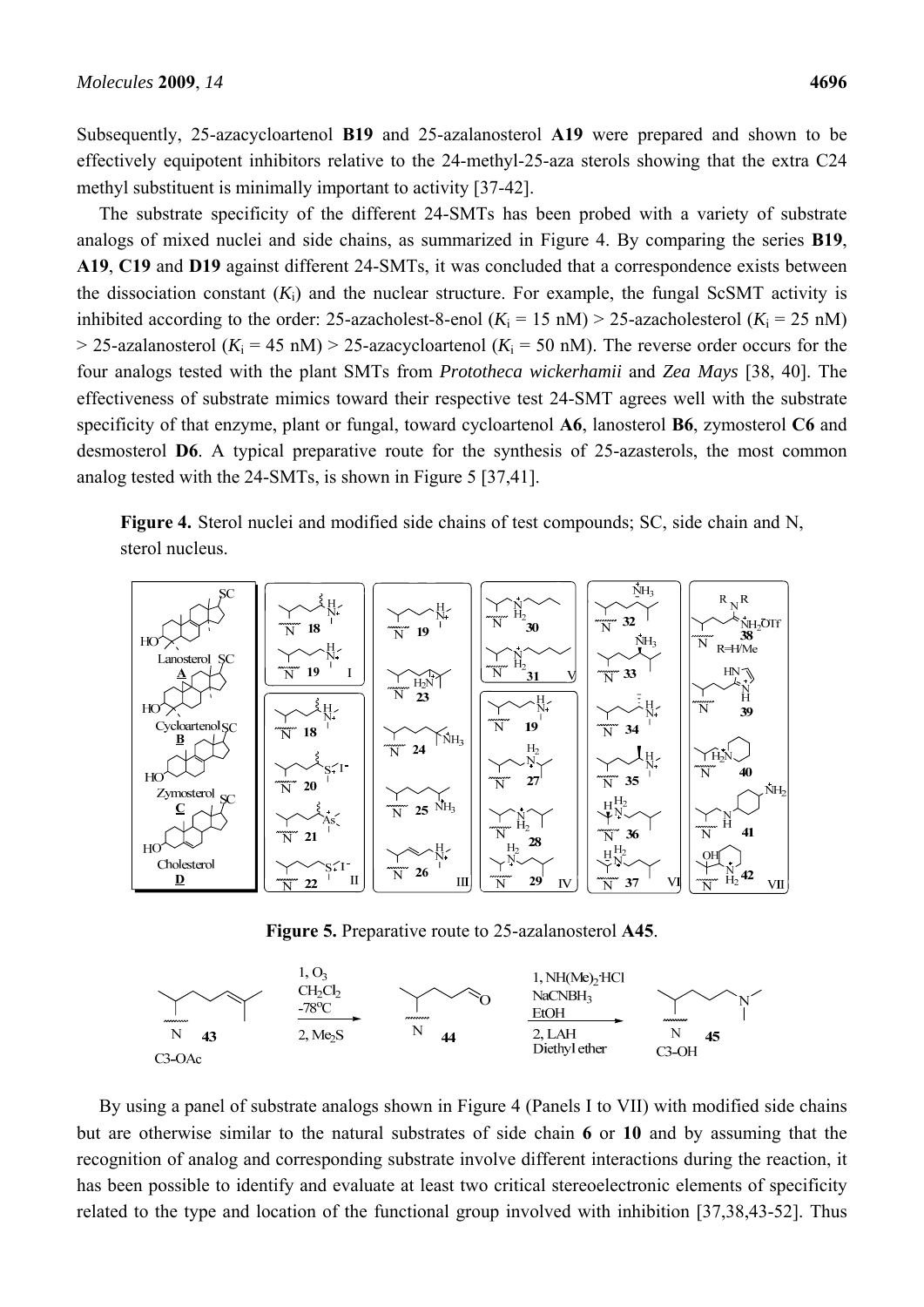Subsequently, 25-azacycloartenol **B19** and 25-azalanosterol **A19** were prepared and shown to be effectively equipotent inhibitors relative to the 24-methyl-25-aza sterols showing that the extra C24 methyl substituent is minimally important to activity [37-42].

The substrate specificity of the different 24-SMTs has been probed with a variety of substrate analogs of mixed nuclei and side chains, as summarized in Figure 4. By comparing the series **B19**, **A19**, **C19** and **D19** against different 24-SMTs, it was concluded that a correspondence exists between the dissociation constant ($K_i$) and the nuclear structure. For example, the fungal ScSMT activity is inhibited according to the order: 25-azacholest-8-enol ($K_i$ = 15 nM) > 25-azacholesterol ($K_i$ = 25 nM) > 25-azalanosterol ($K_i$ = 45 nM) > 25-azacycloartenol ($K_i$ = 50 nM). The reverse order occurs for the four analogs tested with the plant SMTs from *Prototheca wickerhamii* and *Zea Mays* [38, 40]. The effectiveness of substrate mimics toward their respective test 24-SMT agrees well with the substrate specificity of that enzyme, plant or fungal, toward cycloartenol **A6**, lanosterol **B6**, zymosterol **C6** and desmosterol **D6**. A typical preparative route for the synthesis of 25-azasterols, the most common analog tested with the 24-SMTs, is shown in Figure 5 [37,41].

**Figure 4.** Sterol nuclei and modified side chains of test compounds; SC, side chain and N, sterol nucleus.

**Figure 5.** Preparative route to 25-azalanosterol **A45**.

By using a panel of substrate analogs shown in Figure 4 (Panels I to VII) with modified side chains but are otherwise similar to the natural substrates of side chain **6** or **10** and by assuming that the recognition of analog and corresponding substrate involve different interactions during the reaction, it has been possible to identify and evaluate at least two critical stereoelectronic elements of specificity related to the type and location of the functional group involved with inhibition [37,38,43-52]. Thus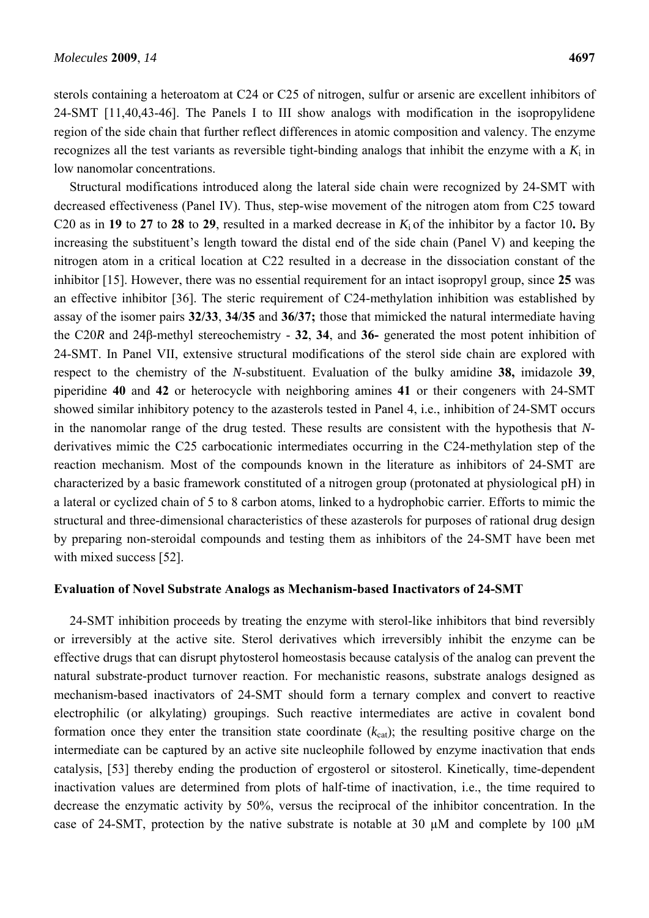sterols containing a heteroatom at C24 or C25 of nitrogen, sulfur or arsenic are excellent inhibitors of 24-SMT [11,40,43-46]. The Panels I to III show analogs with modification in the isopropylidene region of the side chain that further reflect differences in atomic composition and valency. The enzyme recognizes all the test variants as reversible tight-binding analogs that inhibit the enzyme with a $K_i$ in low nanomolar concentrations.

Structural modifications introduced along the lateral side chain were recognized by 24-SMT with decreased effectiveness (Panel IV). Thus, step-wise movement of the nitrogen atom from C25 toward C20 as in **19** to **27** to **28** to **29**, resulted in a marked decrease in $K_i$ of the inhibitor by a factor 10**.** By increasing the substituent's length toward the distal end of the side chain (Panel V) and keeping the nitrogen atom in a critical location at C22 resulted in a decrease in the dissociation constant of the inhibitor [15]. However, there was no essential requirement for an intact isopropyl group, since **25** was an effective inhibitor [36]. The steric requirement of C24-methylation inhibition was established by assay of the isomer pairs **32/33**, **34/35** and **36/37;** those that mimicked the natural intermediate having the C20*R* and 24β-methyl stereochemistry - **32**, **34**, and **36-** generated the most potent inhibition of 24-SMT. In Panel VII, extensive structural modifications of the sterol side chain are explored with respect to the chemistry of the *N*-substituent. Evaluation of the bulky amidine **38,** imidazole **39**, piperidine **40** and **42** or heterocycle with neighboring amines **41** or their congeners with 24-SMT showed similar inhibitory potency to the azasterols tested in Panel 4, i.e., inhibition of 24-SMT occurs in the nanomolar range of the drug tested. These results are consistent with the hypothesis that *N*-derivatives mimic the C25 carbocationic intermediates occurring in the C24-methylation step of the reaction mechanism. Most of the compounds known in the literature as inhibitors of 24-SMT are characterized by a basic framework constituted of a nitrogen group (protonated at physiological pH) in a lateral or cyclized chain of 5 to 8 carbon atoms, linked to a hydrophobic carrier. Efforts to mimic the structural and three-dimensional characteristics of these azasterols for purposes of rational drug design by preparing non-steroidal compounds and testing them as inhibitors of the 24-SMT have been met with mixed success [52].

## Evaluation of Novel Substrate Analogs as Mechanism-based Inactivators of 24-SMT

24-SMT inhibition proceeds by treating the enzyme with sterol-like inhibitors that bind reversibly or irreversibly at the active site. Sterol derivatives which irreversibly inhibit the enzyme can be effective drugs that can disrupt phytosterol homeostasis because catalysis of the analog can prevent the natural substrate-product turnover reaction. For mechanistic reasons, substrate analogs designed as mechanism-based inactivators of 24-SMT should form a ternary complex and convert to reactive electrophilic (or alkylating) groupings. Such reactive intermediates are active in covalent bond formation once they enter the transition state coordinate ($k_{cat}$); the resulting positive charge on the intermediate can be captured by an active site nucleophile followed by enzyme inactivation that ends catalysis, [53] thereby ending the production of ergosterol or sitosterol. Kinetically, time-dependent inactivation values are determined from plots of half-time of inactivation, i.e., the time required to decrease the enzymatic activity by 50%, versus the reciprocal of the inhibitor concentration. In the case of 24-SMT, protection by the native substrate is notable at 30 μM and complete by 100 μM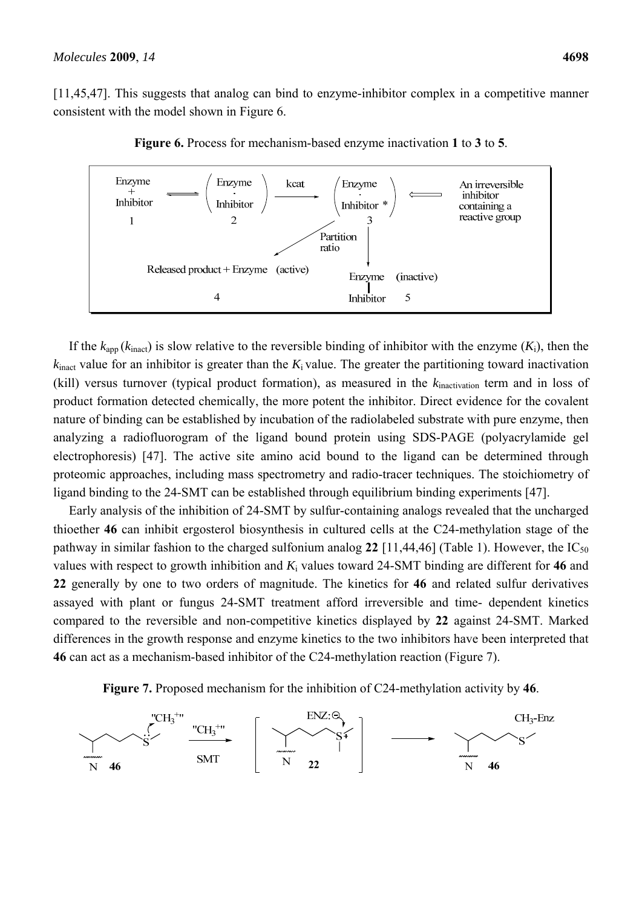[11,45,47]. This suggests that analog can bind to enzyme-inhibitor complex in a competitive manner consistent with the model shown in Figure 6.

**Figure 6.** Process for mechanism-based enzyme inactivation **1** to **3** to **5**.

If the $k_{app}$ ($k_{inact}$) is slow relative to the reversible binding of inhibitor with the enzyme ($K_i$), then the $k_{inact}$ value for an inhibitor is greater than the $K_i$ value. The greater the partitioning toward inactivation (kill) versus turnover (typical product formation), as measured in the $k_{inactivation}$ term and in loss of product formation detected chemically, the more potent the inhibitor. Direct evidence for the covalent nature of binding can be established by incubation of the radiolabeled substrate with pure enzyme, then analyzing a radiofluorogram of the ligand bound protein using SDS-PAGE (polyacrylamide gel electrophoresis) [47]. The active site amino acid bound to the ligand can be determined through proteomic approaches, including mass spectrometry and radio-tracer techniques. The stoichiometry of ligand binding to the 24-SMT can be established through equilibrium binding experiments [47].

Early analysis of the inhibition of 24-SMT by sulfur-containing analogs revealed that the uncharged thioether **46** can inhibit ergosterol biosynthesis in cultured cells at the C24-methylation stage of the pathway in similar fashion to the charged sulfonium analog **22** [11,44,46] (Table 1). However, the $IC_{50}$ values with respect to growth inhibition and $K_i$ values toward 24-SMT binding are different for **46** and **22** generally by one to two orders of magnitude. The kinetics for **46** and related sulfur derivatives assayed with plant or fungus 24-SMT treatment afford irreversible and time- dependent kinetics compared to the reversible and non-competitive kinetics displayed by **22** against 24-SMT. Marked differences in the growth response and enzyme kinetics to the two inhibitors have been interpreted that **46** can act as a mechanism-based inhibitor of the C24-methylation reaction (Figure 7).

**Figure 7.** Proposed mechanism for the inhibition of C24-methylation activity by **46**.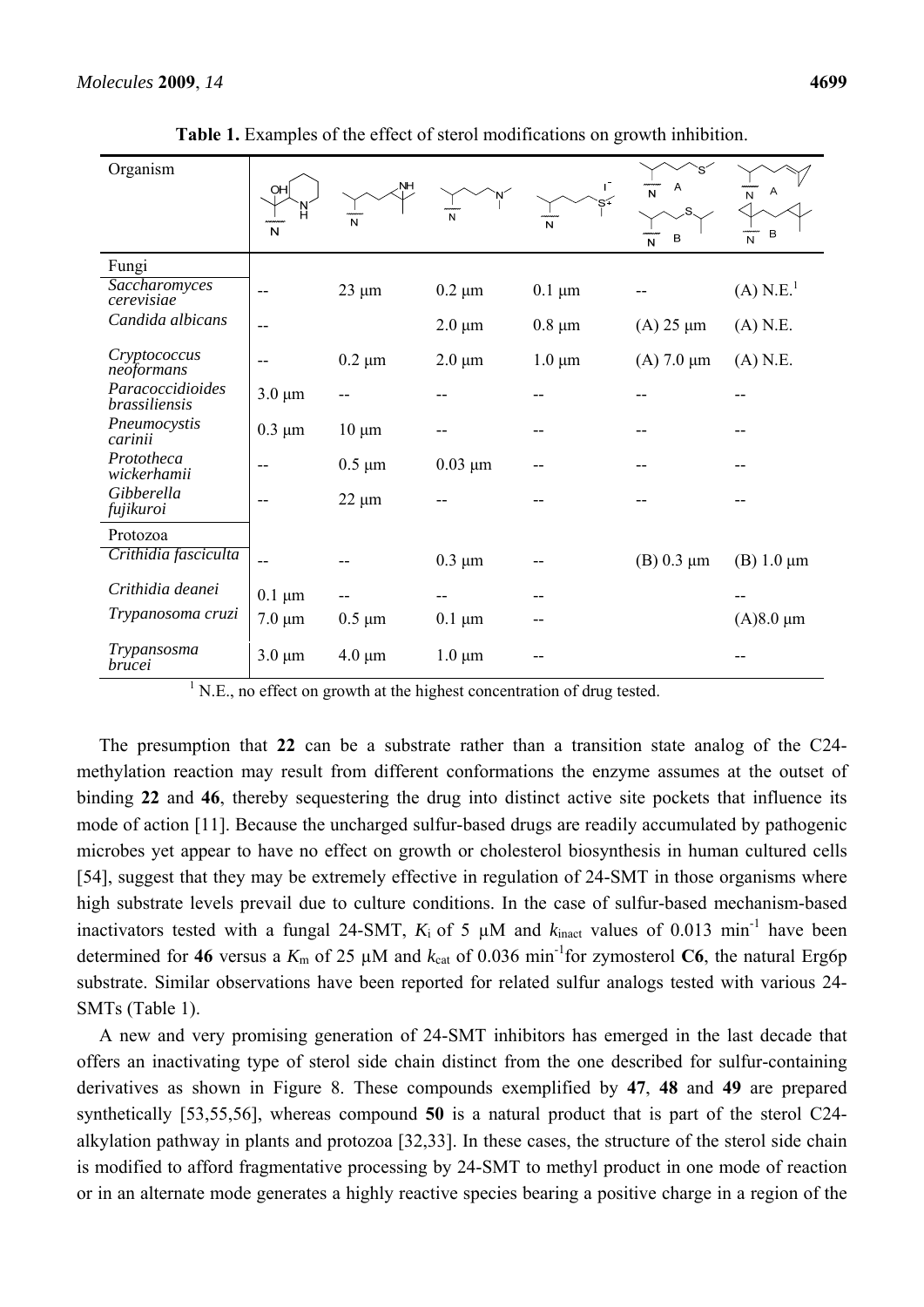**Table 1.** Examples of the effect of sterol modifications on growth inhibition.

| Organism | | | | | (A) / (B) | (A) / (B) |
|---|---|---|---|---|---|---|
| Fungi | | | | | | |
| *Saccharomyces cerevisiae* | -- | 23 μm | 0.2 μm | 0.1 μm | -- | (A) N.E.[1] |
| *Candida albicans* | -- | | 2.0 μm | 0.8 μm | (A) 25 μm | (A) N.E. |
| *Cryptococcus neoformans* | -- | 0.2 μm | 2.0 μm | 1.0 μm | (A) 7.0 μm | (A) N.E. |
| *Paracoccidioides brassiliensis* | 3.0 μm | -- | -- | -- | -- | -- |
| *Pneumocystis carinii* | 0.3 μm | 10 μm | -- | -- | -- | -- |
| *Prototheca wickerhamii* | -- | 0.5 μm | 0.03 μm | -- | -- | -- |
| *Gibberella fujikuroi* | -- | 22 μm | -- | -- | -- | -- |
| Protozoa | | | | | | |
| *Crithidia fasciculta* | -- | -- | 0.3 μm | -- | (B) 0.3 μm | (B) 1.0 μm |
| *Crithidia deanei* | 0.1 μm | -- | -- | -- | | -- |
| *Trypanosoma cruzi* | 7.0 μm | 0.5 μm | 0.1 μm | -- | | (A)8.0 μm |
| *Trypansosma brucei* | 3.0 μm | 4.0 μm | 1.0 μm | -- | | -- |

[1] N.E., no effect on growth at the highest concentration of drug tested.

The presumption that **22** can be a substrate rather than a transition state analog of the C24-methylation reaction may result from different conformations the enzyme assumes at the outset of binding **22** and **46**, thereby sequestering the drug into distinct active site pockets that influence its mode of action [11]. Because the uncharged sulfur-based drugs are readily accumulated by pathogenic microbes yet appear to have no effect on growth or cholesterol biosynthesis in human cultured cells [54], suggest that they may be extremely effective in regulation of 24-SMT in those organisms where high substrate levels prevail due to culture conditions. In the case of sulfur-based mechanism-based inactivators tested with a fungal 24-SMT, $K_i$ of 5 μM and $k_{inact}$ values of 0.013 $min^{-1}$ have been determined for **46** versus a $K_m$ of 25 μM and $k_{cat}$ of 0.036 $min^{-1}$for zymosterol **C6**, the natural Erg6p substrate. Similar observations have been reported for related sulfur analogs tested with various 24-SMTs (Table 1).

A new and very promising generation of 24-SMT inhibitors has emerged in the last decade that offers an inactivating type of sterol side chain distinct from the one described for sulfur-containing derivatives as shown in Figure 8. These compounds exemplified by **47**, **48** and **49** are prepared synthetically [53,55,56], whereas compound **50** is a natural product that is part of the sterol C24-alkylation pathway in plants and protozoa [32,33]. In these cases, the structure of the sterol side chain is modified to afford fragmentative processing by 24-SMT to methyl product in one mode of reaction or in an alternate mode generates a highly reactive species bearing a positive charge in a region of the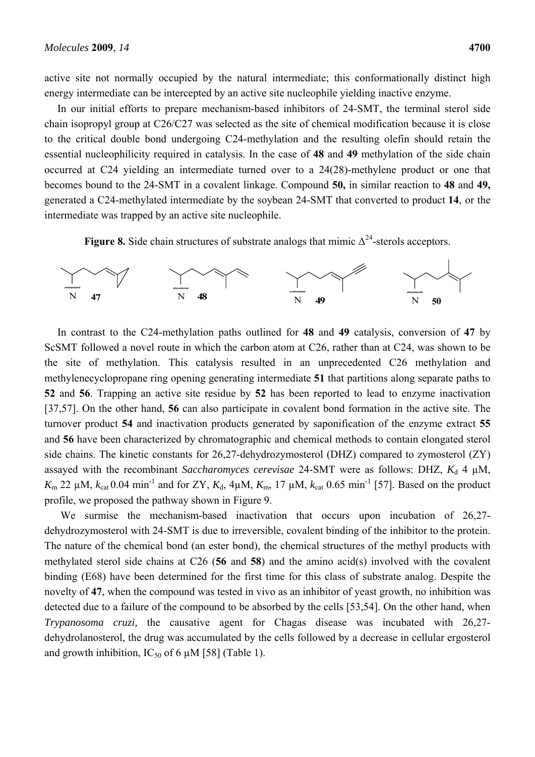active site not normally occupied by the natural intermediate; this conformationally distinct high energy intermediate can be intercepted by an active site nucleophile yielding inactive enzyme.

In our initial efforts to prepare mechanism-based inhibitors of 24-SMT, the terminal sterol side chain isopropyl group at C26/C27 was selected as the site of chemical modification because it is close to the critical double bond undergoing C24-methylation and the resulting olefin should retain the essential nucleophilicity required in catalysis. In the case of **48** and **49** methylation of the side chain occurred at C24 yielding an intermediate turned over to a 24(28)-methylene product or one that becomes bound to the 24-SMT in a covalent linkage. Compound **50,** in similar reaction to **48** and **49,** generated a C24-methylated intermediate by the soybean 24-SMT that converted to product **14**, or the intermediate was trapped by an active site nucleophile.

**Figure 8.** Side chain structures of substrate analogs that mimic $\Delta^{24}$-sterols acceptors.

In contrast to the C24-methylation paths outlined for **48** and **49** catalysis, conversion of **47** by ScSMT followed a novel route in which the carbon atom at C26, rather than at C24, was shown to be the site of methylation. This catalysis resulted in an unprecedented C26 methylation and methylenecyclopropane ring opening generating intermediate **51** that partitions along separate paths to **52** and **56**. Trapping an active site residue by **52** has been reported to lead to enzyme inactivation [37,57]. On the other hand, **56** can also participate in covalent bond formation in the active site. The turnover product **54** and inactivation products generated by saponification of the enzyme extract **55** and **56** have been characterized by chromatographic and chemical methods to contain elongated sterol side chains. The kinetic constants for 26,27-dehydrozymosterol (DHZ) compared to zymosterol (ZY) assayed with the recombinant *Saccharomyces cerevisae* 24-SMT were as follows: DHZ, $K_d$ 4 μM, $K_m$ 22 μM, $k_{cat}$ 0.04 $min^{-1}$ and for ZY, $K_d$, 4μM, $K_m$, 17 μM, $k_{cat}$ 0.65 $min^{-1}$ [57]. Based on the product profile, we proposed the pathway shown in Figure 9.

We surmise the mechanism-based inactivation that occurs upon incubation of 26,27-dehydrozymosterol with 24-SMT is due to irreversible, covalent binding of the inhibitor to the protein. The nature of the chemical bond (an ester bond), the chemical structures of the methyl products with methylated sterol side chains at C26 (**56** and **58**) and the amino acid(s) involved with the covalent binding (E68) have been determined for the first time for this class of substrate analog. Despite the novelty of **47**, when the compound was tested in vivo as an inhibitor of yeast growth, no inhibition was detected due to a failure of the compound to be absorbed by the cells [53,54]. On the other hand, when *Trypanosoma cruzi,* the causative agent for Chagas disease was incubated with 26,27-dehydrolanosterol, the drug was accumulated by the cells followed by a decrease in cellular ergosterol and growth inhibition, $IC_{50}$ of 6 μM [58] (Table 1).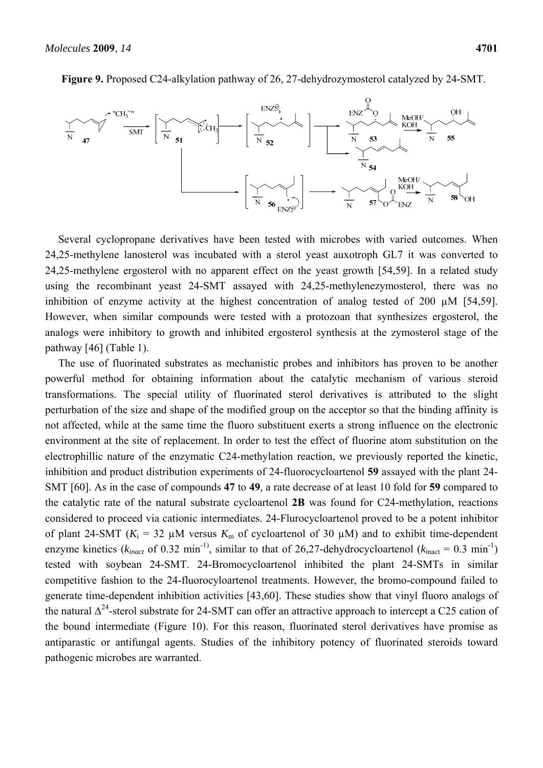**Figure 9.** Proposed C24-alkylation pathway of 26, 27-dehydrozymosterol catalyzed by 24-SMT.

Several cyclopropane derivatives have been tested with microbes with varied outcomes. When 24,25-methylene lanosterol was incubated with a sterol yeast auxotroph GL7 it was converted to 24,25-methylene ergosterol with no apparent effect on the yeast growth [54,59]. In a related study using the recombinant yeast 24-SMT assayed with 24,25-methylenezymosterol, there was no inhibition of enzyme activity at the highest concentration of analog tested of 200 µM [54,59]. However, when similar compounds were tested with a protozoan that synthesizes ergosterol, the analogs were inhibitory to growth and inhibited ergosterol synthesis at the zymosterol stage of the pathway [46] (Table 1).

The use of fluorinated substrates as mechanistic probes and inhibitors has proven to be another powerful method for obtaining information about the catalytic mechanism of various steroid transformations. The special utility of fluorinated sterol derivatives is attributed to the slight perturbation of the size and shape of the modified group on the acceptor so that the binding affinity is not affected, while at the same time the fluoro substituent exerts a strong influence on the electronic environment at the site of replacement. In order to test the effect of fluorine atom substitution on the electrophillic nature of the enzymatic C24-methylation reaction, we previously reported the kinetic, inhibition and product distribution experiments of 24-fluorocycloartenol **59** assayed with the plant 24-SMT [60]. As in the case of compounds **47** to **49**, a rate decrease of at least 10 fold for **59** compared to the catalytic rate of the natural substrate cycloartenol **2B** was found for C24-methylation, reactions considered to proceed via cationic intermediates. 24-Flurocycloartenol proved to be a potent inhibitor of plant 24-SMT ($K_i$ = 32 µM versus $K_m$ of cycloartenol of 30 µM) and to exhibit time-dependent enzyme kinetics ($k_{inact}$ of 0.32 min$^{-1}$), similar to that of 26,27-dehydrocycloartenol ($k_{inact}$ = 0.3 min$^{-1}$) tested with soybean 24-SMT. 24-Bromocycloartenol inhibited the plant 24-SMTs in similar competitive fashion to the 24-fluorocyloartenol treatments. However, the bromo-compound failed to generate time-dependent inhibition activities [43,60]. These studies show that vinyl fluoro analogs of the natural $\Delta^{24}$-sterol substrate for 24-SMT can offer an attractive approach to intercept a C25 cation of the bound intermediate (Figure 10). For this reason, fluorinated sterol derivatives have promise as antiparastic or antifungal agents. Studies of the inhibitory potency of fluorinated steroids toward pathogenic microbes are warranted.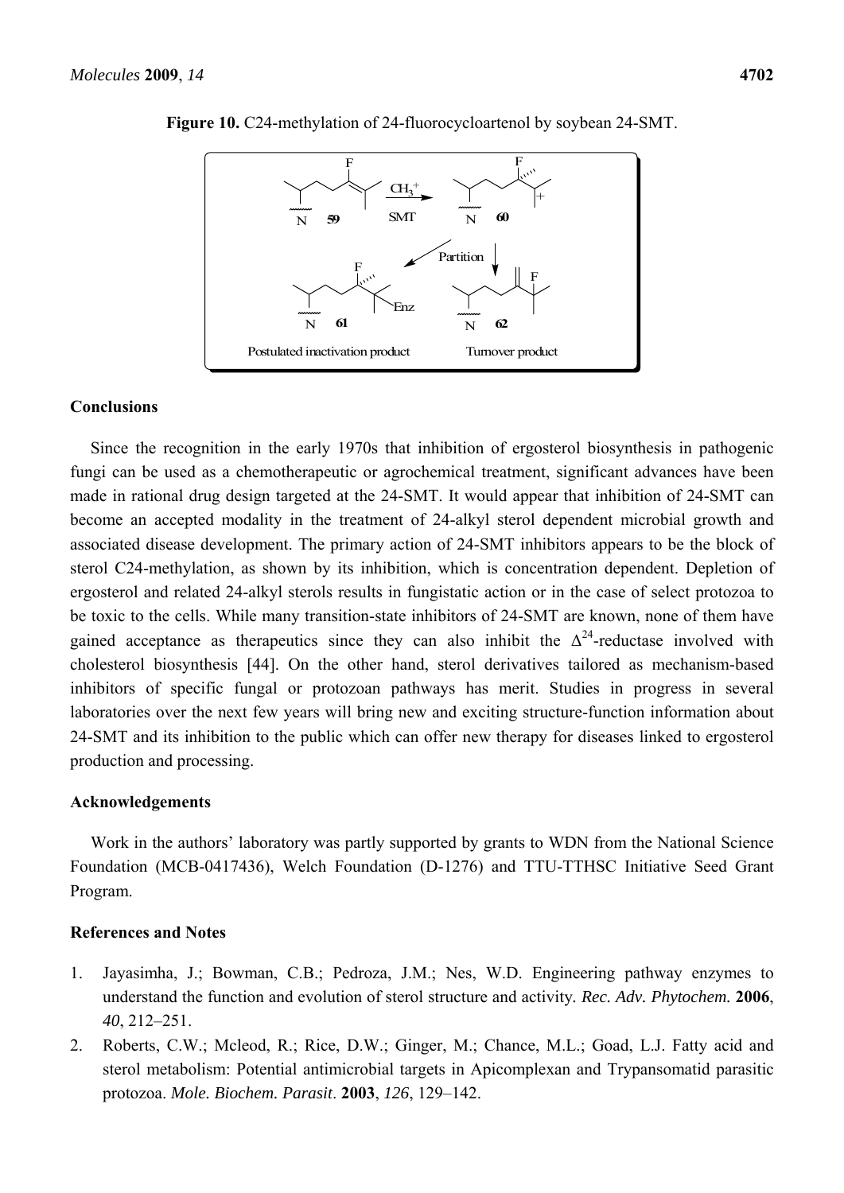**Figure 10.** C24-methylation of 24-fluorocycloartenol by soybean 24-SMT.

## Conclusions

Since the recognition in the early 1970s that inhibition of ergosterol biosynthesis in pathogenic fungi can be used as a chemotherapeutic or agrochemical treatment, significant advances have been made in rational drug design targeted at the 24-SMT. It would appear that inhibition of 24-SMT can become an accepted modality in the treatment of 24-alkyl sterol dependent microbial growth and associated disease development. The primary action of 24-SMT inhibitors appears to be the block of sterol C24-methylation, as shown by its inhibition, which is concentration dependent. Depletion of ergosterol and related 24-alkyl sterols results in fungistatic action or in the case of select protozoa to be toxic to the cells. While many transition-state inhibitors of 24-SMT are known, none of them have gained acceptance as therapeutics since they can also inhibit the $\Delta^{24}$-reductase involved with cholesterol biosynthesis [44]. On the other hand, sterol derivatives tailored as mechanism-based inhibitors of specific fungal or protozoan pathways has merit. Studies in progress in several laboratories over the next few years will bring new and exciting structure-function information about 24-SMT and its inhibition to the public which can offer new therapy for diseases linked to ergosterol production and processing.

## Acknowledgements

Work in the authors' laboratory was partly supported by grants to WDN from the National Science Foundation (MCB-0417436), Welch Foundation (D-1276) and TTU-TTHSC Initiative Seed Grant Program.

## References and Notes

1. Jayasimha, J.; Bowman, C.B.; Pedroza, J.M.; Nes, W.D. Engineering pathway enzymes to understand the function and evolution of sterol structure and activity. *Rec. Adv. Phytochem.* **2006**, *40*, 212–251.
2. Roberts, C.W.; Mcleod, R.; Rice, D.W.; Ginger, M.; Chance, M.L.; Goad, L.J. Fatty acid and sterol metabolism: Potential antimicrobial targets in Apicomplexan and Trypansomatid parasitic protozoa. *Mole. Biochem. Parasit*. **2003**, *126*, 129–142.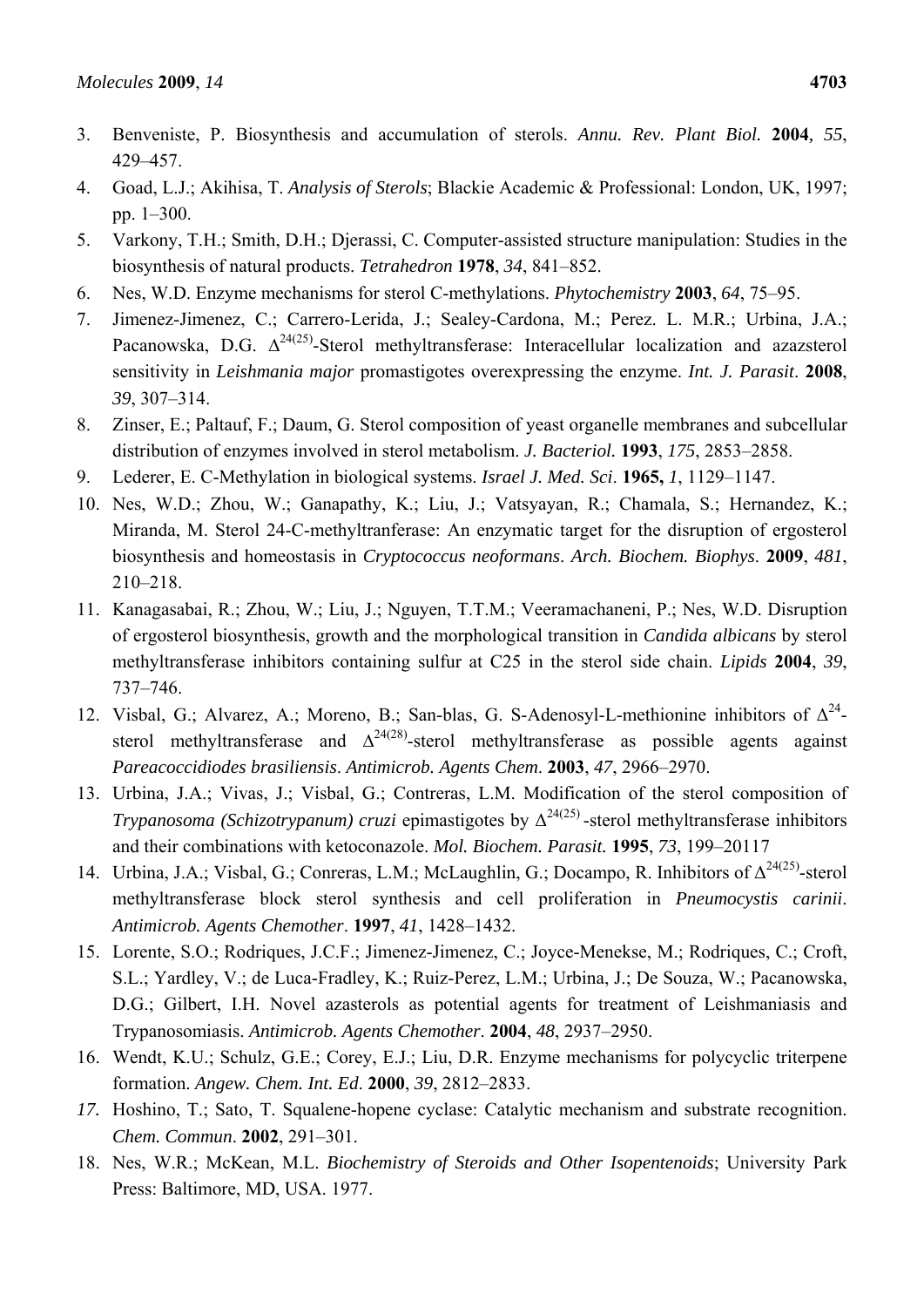3. Benveniste, P. Biosynthesis and accumulation of sterols. *Annu. Rev. Plant Biol.* **2004***, 55*, 429–457.
4. Goad, L.J.; Akihisa, T. *Analysis of Sterols*; Blackie Academic & Professional: London, UK, 1997; pp. 1–300.
5. Varkony, T.H.; Smith, D.H.; Djerassi, C. Computer-assisted structure manipulation: Studies in the biosynthesis of natural products. *Tetrahedron* **1978**, *34*, 841–852.
6. Nes, W.D. Enzyme mechanisms for sterol C-methylations. *Phytochemistry* **2003**, *64*, 75–95.
7. Jimenez-Jimenez, C.; Carrero-Lerida, J.; Sealey-Cardona, M.; Perez. L. M.R.; Urbina, J.A.; Pacanowska, D.G. $\Delta^{24(25)}$-Sterol methyltransferase: Interacellular localization and azazsterol sensitivity in *Leishmania major* promastigotes overexpressing the enzyme. *Int. J. Parasit*. **2008**, *39*, 307–314.
8. Zinser, E.; Paltauf, F.; Daum, G. Sterol composition of yeast organelle membranes and subcellular distribution of enzymes involved in sterol metabolism. *J. Bacteriol.* **1993**, *175*, 2853–2858.
9. Lederer, E. C-Methylation in biological systems. *Israel J. Med. Sci*. **1965,** *1*, 1129–1147.
10. Nes, W.D.; Zhou, W.; Ganapathy, K.; Liu, J.; Vatsyayan, R.; Chamala, S.; Hernandez, K.; Miranda, M. Sterol 24-C-methyltranferase: An enzymatic target for the disruption of ergosterol biosynthesis and homeostasis in *Cryptococcus neoformans*. *Arch. Biochem. Biophys*. **2009**, *481*, 210–218.
11. Kanagasabai, R.; Zhou, W.; Liu, J.; Nguyen, T.T.M.; Veeramachaneni, P.; Nes, W.D. Disruption of ergosterol biosynthesis, growth and the morphological transition in *Candida albicans* by sterol methyltransferase inhibitors containing sulfur at C25 in the sterol side chain. *Lipids* **2004**, *39*, 737–746.
12. Visbal, G.; Alvarez, A.; Moreno, B.; San-blas, G. S-Adenosyl-L-methionine inhibitors of $\Delta^{24}$-sterol methyltransferase and $\Delta^{24(28)}$-sterol methyltransferase as possible agents against *Pareacoccidiodes brasiliensis*. *Antimicrob. Agents Chem*. **2003**, *47*, 2966–2970.
13. Urbina, J.A.; Vivas, J.; Visbal, G.; Contreras, L.M. Modification of the sterol composition of *Trypanosoma (Schizotrypanum) cruzi* epimastigotes by $\Delta^{24(25)}$-sterol methyltransferase inhibitors and their combinations with ketoconazole. *Mol. Biochem. Parasit.* **1995**, *73*, 199–20117
14. Urbina, J.A.; Visbal, G.; Conreras, L.M.; McLaughlin, G.; Docampo, R. Inhibitors of $\Delta^{24(25)}$-sterol methyltransferase block sterol synthesis and cell proliferation in *Pneumocystis carinii*. *Antimicrob. Agents Chemother*. **1997**, *41*, 1428–1432.
15. Lorente, S.O.; Rodriques, J.C.F.; Jimenez-Jimenez, C.; Joyce-Menekse, M.; Rodriques, C.; Croft, S.L.; Yardley, V.; de Luca-Fradley, K.; Ruiz-Perez, L.M.; Urbina, J.; De Souza, W.; Pacanowska, D.G.; Gilbert, I.H. Novel azasterols as potential agents for treatment of Leishmaniasis and Trypanosomiasis. *Antimicrob. Agents Chemother*. **2004**, *48*, 2937–2950.
16. Wendt, K.U.; Schulz, G.E.; Corey, E.J.; Liu, D.R. Enzyme mechanisms for polycyclic triterpene formation. *Angew. Chem. Int. Ed*. **2000**, *39*, 2812–2833.
17. Hoshino, T.; Sato, T. Squalene-hopene cyclase: Catalytic mechanism and substrate recognition. *Chem. Commun*. **2002**, 291–301.
18. Nes, W.R.; McKean, M.L. *Biochemistry of Steroids and Other Isopentenoids*; University Park Press: Baltimore, MD, USA. 1977.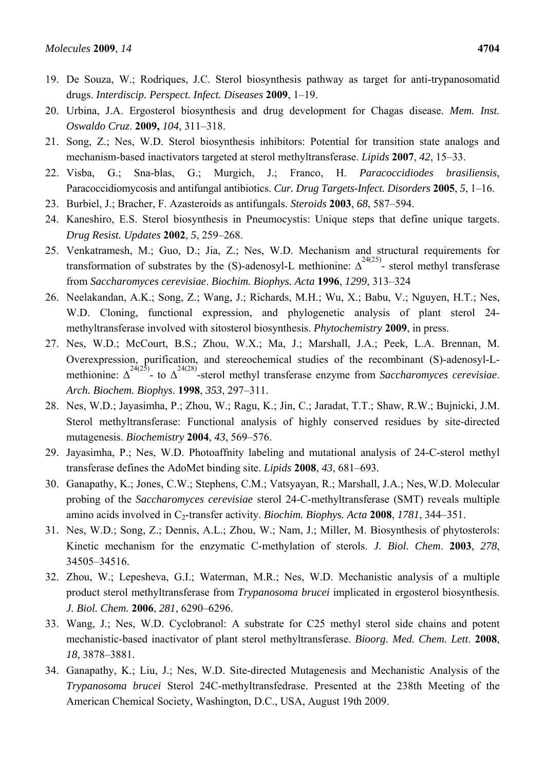19. De Souza, W.; Rodriques, J.C. Sterol biosynthesis pathway as target for anti-trypanosomatid drugs. *Interdiscip. Perspect. Infect. Diseases* **2009**, 1–19.
20. Urbina, J.A. Ergosterol biosynthesis and drug development for Chagas disease. *Mem. Inst. Oswaldo Cruz*. **2009,** *104*, 311–318.
21. Song, Z.; Nes, W.D. Sterol biosynthesis inhibitors: Potential for transition state analogs and mechanism-based inactivators targeted at sterol methyltransferase. *Lipids* **2007**, *42*, 15–33.
22. Visba, G.; Sna-blas, G.; Murgich, J.; Franco, H. *Paracoccidiodes brasiliensis,* Paracoccidiomycosis and antifungal antibiotics. *Cur. Drug Targets-Infect. Disorders* **2005**, *5*, 1–16.
23. Burbiel, J.; Bracher, F. Azasteroids as antifungals. *Steroids* **2003**, *68*, 587–594.
24. Kaneshiro, E.S. Sterol biosynthesis in Pneumocystis: Unique steps that define unique targets. *Drug Resist. Updates* **2002**, *5*, 259–268.
25. Venkatramesh, M.; Guo, D.; Jia, Z.; Nes, W.D. Mechanism and structural requirements for transformation of substrates by the (S)-adenosyl-L methionine: $\Delta^{24(25)}$- sterol methyl transferase from *Saccharomyces cerevisiae*. *Biochim. Biophys. Acta* **1996**, *1299*, 313–324
26. Neelakandan, A.K.; Song, Z.; Wang, J.; Richards, M.H.; Wu, X.; Babu, V.; Nguyen, H.T.; Nes, W.D. Cloning, functional expression, and phylogenetic analysis of plant sterol 24-methyltransferase involved with sitosterol biosynthesis. *Phytochemistry* **2009**, in press.
27. Nes, W.D.; McCourt, B.S.; Zhou, W.X.; Ma, J.; Marshall, J.A.; Peek, L.A. Brennan, M. Overexpression, purification, and stereochemical studies of the recombinant (S)-adenosyl-L-methionine: $\Delta^{24(25)}$- to $\Delta^{24(28)}$-sterol methyl transferase enzyme from *Saccharomyces cerevisiae*. *Arch. Biochem. Biophys*. **1998**, *353*, 297–311.
28. Nes, W.D.; Jayasimha, P.; Zhou, W.; Ragu, K.; Jin, C.; Jaradat, T.T.; Shaw, R.W.; Bujnicki, J.M. Sterol methyltransferase: Functional analysis of highly conserved residues by site-directed mutagenesis. *Biochemistry* **2004**, *43*, 569–576.
29. Jayasimha, P.; Nes, W.D. Photoaffnity labeling and mutational analysis of 24-C-sterol methyl transferase defines the AdoMet binding site. *Lipids* **2008**, *43*, 681–693.
30. Ganapathy, K.; Jones, C.W.; Stephens, C.M.; Vatsyayan, R.; Marshall, J.A.; Nes, W.D. Molecular probing of the *Saccharomyces cerevisiae* sterol 24-C-methyltransferase (SMT) reveals multiple amino acids involved in $C_2$-transfer activity. *Biochim. Biophys. Acta* **2008**, *1781*, 344–351.
31. Nes, W.D.; Song, Z.; Dennis, A.L.; Zhou, W.; Nam, J.; Miller, M. Biosynthesis of phytosterols: Kinetic mechanism for the enzymatic C-methylation of sterols. *J. Biol. Chem*. **2003**, *278*, 34505–34516.
32. Zhou, W.; Lepesheva, G.I.; Waterman, M.R.; Nes, W.D. Mechanistic analysis of a multiple product sterol methyltransferase from *Trypanosoma brucei* implicated in ergosterol biosynthesis. *J. Biol. Chem.* **2006**, *281*, 6290–6296.
33. Wang, J.; Nes, W.D. Cyclobranol: A substrate for C25 methyl sterol side chains and potent mechanistic-based inactivator of plant sterol methyltransferase. *Bioorg. Med. Chem. Lett*. **2008**, *18*, 3878–3881.
34. Ganapathy, K.; Liu, J.; Nes, W.D. Site-directed Mutagenesis and Mechanistic Analysis of the *Trypanosoma brucei* Sterol 24C-methyltransfedrase. Presented at the 238th Meeting of the American Chemical Society, Washington, D.C., USA, August 19th 2009.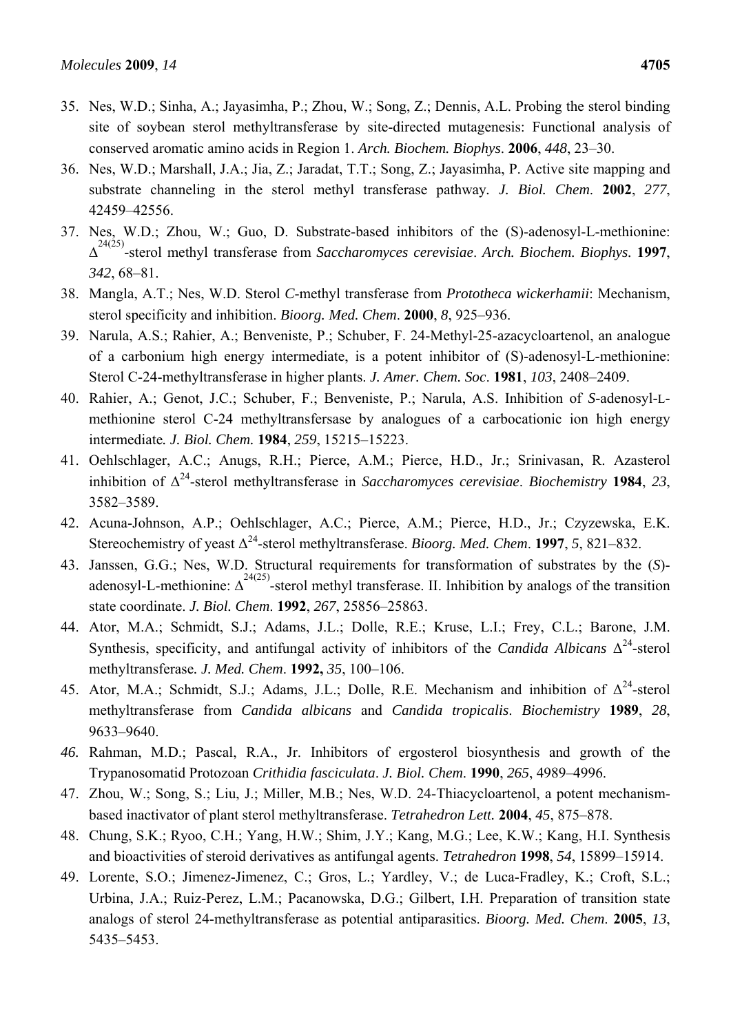35. Nes, W.D.; Sinha, A.; Jayasimha, P.; Zhou, W.; Song, Z.; Dennis, A.L. Probing the sterol binding site of soybean sterol methyltransferase by site-directed mutagenesis: Functional analysis of conserved aromatic amino acids in Region 1. *Arch. Biochem. Biophys*. **2006**, *448*, 23–30.
36. Nes, W.D.; Marshall, J.A.; Jia, Z.; Jaradat, T.T.; Song, Z.; Jayasimha, P. Active site mapping and substrate channeling in the sterol methyl transferase pathway. *J. Biol. Chem*. **2002**, *277*, 42459–42556.
37. Nes, W.D.; Zhou, W.; Guo, D. Substrate-based inhibitors of the (S)-adenosyl-L-methionine: $\Delta^{24(25)}$-sterol methyl transferase from *Saccharomyces cerevisiae*. *Arch. Biochem. Biophys.* **1997**, *342*, 68–81.
38. Mangla, A.T.; Nes, W.D. Sterol *C*-methyl transferase from *Prototheca wickerhamii*: Mechanism, sterol specificity and inhibition. *Bioorg. Med. Chem*. **2000**, *8*, 925–936.
39. Narula, A.S.; Rahier, A.; Benveniste, P.; Schuber, F. 24-Methyl-25-azacycloartenol, an analogue of a carbonium high energy intermediate, is a potent inhibitor of (S)-adenosyl-L-methionine: Sterol C-24-methyltransferase in higher plants. *J. Amer. Chem. Soc*. **1981**, *103*, 2408–2409.
40. Rahier, A.; Genot, J.C.; Schuber, F.; Benveniste, P.; Narula, A.S. Inhibition of *S*-adenosyl-L-methionine sterol C-24 methyltransfersase by analogues of a carbocationic ion high energy intermediate*. J. Biol. Chem.* **1984**, *259*, 15215–15223.
41. Oehlschlager, A.C.; Anugs, R.H.; Pierce, A.M.; Pierce, H.D., Jr.; Srinivasan, R. Azasterol inhibition of $\Delta^{24}$-sterol methyltransferase in *Saccharomyces cerevisiae*. *Biochemistry* **1984**, *23*, 3582–3589.
42. Acuna-Johnson, A.P.; Oehlschlager, A.C.; Pierce, A.M.; Pierce, H.D., Jr.; Czyzewska, E.K. Stereochemistry of yeast $\Delta^{24}$-sterol methyltransferase. *Bioorg. Med. Chem*. **1997**, *5*, 821–832.
43. Janssen, G.G.; Nes, W.D. Structural requirements for transformation of substrates by the (*S*)-adenosyl-L-methionine: $\Delta^{24(25)}$-sterol methyl transferase. II. Inhibition by analogs of the transition state coordinate. *J. Biol. Chem*. **1992**, *267*, 25856–25863.
44. Ator, M.A.; Schmidt, S.J.; Adams, J.L.; Dolle, R.E.; Kruse, L.I.; Frey, C.L.; Barone, J.M. Synthesis, specificity, and antifungal activity of inhibitors of the *Candida Albicans* $\Delta^{24}$-sterol methyltransferase*. J. Med. Chem*. **1992,** *35*, 100–106.
45. Ator, M.A.; Schmidt, S.J.; Adams, J.L.; Dolle, R.E. Mechanism and inhibition of $\Delta^{24}$-sterol methyltransferase from *Candida albicans* and *Candida tropicalis*. *Biochemistry* **1989**, *28*, 9633–9640.
46. Rahman, M.D.; Pascal, R.A., Jr. Inhibitors of ergosterol biosynthesis and growth of the Trypanosomatid Protozoan *Crithidia fasciculata*. *J. Biol. Chem*. **1990**, *265*, 4989–4996.
47. Zhou, W.; Song, S.; Liu, J.; Miller, M.B.; Nes, W.D. 24-Thiacycloartenol, a potent mechanism-based inactivator of plant sterol methyltransferase. *Tetrahedron Lett.* **2004**, *45*, 875–878.
48. Chung, S.K.; Ryoo, C.H.; Yang, H.W.; Shim, J.Y.; Kang, M.G.; Lee, K.W.; Kang, H.I. Synthesis and bioactivities of steroid derivatives as antifungal agents. *Tetrahedron* **1998**, *54*, 15899–15914.
49. Lorente, S.O.; Jimenez-Jimenez, C.; Gros, L.; Yardley, V.; de Luca-Fradley, K.; Croft, S.L.; Urbina, J.A.; Ruiz-Perez, L.M.; Pacanowska, D.G.; Gilbert, I.H. Preparation of transition state analogs of sterol 24-methyltransferase as potential antiparasitics. *Bioorg. Med. Chem*. **2005**, *13*, 5435–5453.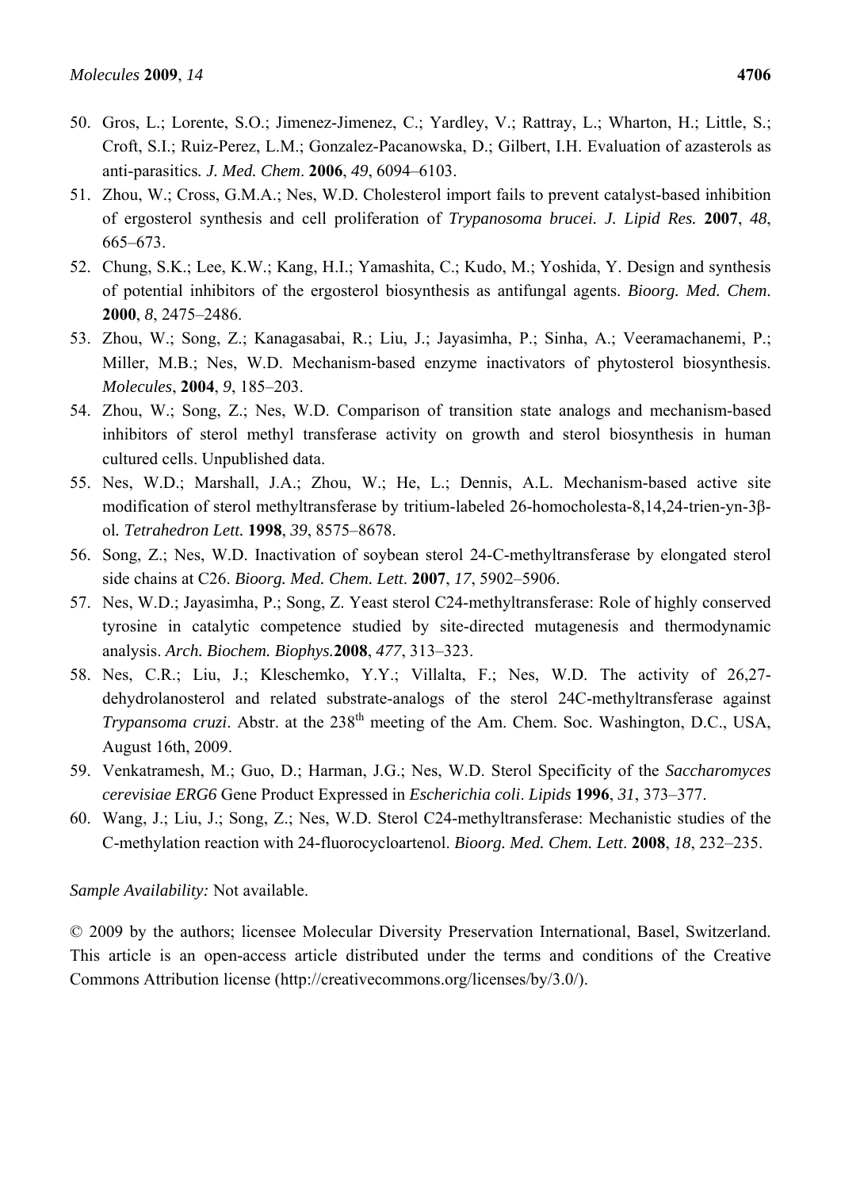50. Gros, L.; Lorente, S.O.; Jimenez-Jimenez, C.; Yardley, V.; Rattray, L.; Wharton, H.; Little, S.; Croft, S.I.; Ruiz-Perez, L.M.; Gonzalez-Pacanowska, D.; Gilbert, I.H. Evaluation of azasterols as anti-parasitics. *J. Med. Chem*. **2006**, *49*, 6094–6103.
51. Zhou, W.; Cross, G.M.A.; Nes, W.D. Cholesterol import fails to prevent catalyst-based inhibition of ergosterol synthesis and cell proliferation of *Trypanosoma brucei. J. Lipid Res.* **2007**, *48*, 665–673.
52. Chung, S.K.; Lee, K.W.; Kang, H.I.; Yamashita, C.; Kudo, M.; Yoshida, Y. Design and synthesis of potential inhibitors of the ergosterol biosynthesis as antifungal agents. *Bioorg. Med. Chem*. **2000**, *8*, 2475–2486.
53. Zhou, W.; Song, Z.; Kanagasabai, R.; Liu, J.; Jayasimha, P.; Sinha, A.; Veeramachanemi, P.; Miller, M.B.; Nes, W.D. Mechanism-based enzyme inactivators of phytosterol biosynthesis. *Molecules*, **2004**, *9*, 185–203.
54. Zhou, W.; Song, Z.; Nes, W.D. Comparison of transition state analogs and mechanism-based inhibitors of sterol methyl transferase activity on growth and sterol biosynthesis in human cultured cells. Unpublished data.
55. Nes, W.D.; Marshall, J.A.; Zhou, W.; He, L.; Dennis, A.L. Mechanism-based active site modification of sterol methyltransferase by tritium-labeled 26-homocholesta-8,14,24-trien-yn-3β-ol. *Tetrahedron Lett.* **1998**, *39*, 8575–8678.
56. Song, Z.; Nes, W.D. Inactivation of soybean sterol 24-C-methyltransferase by elongated sterol side chains at C26. *Bioorg. Med. Chem. Lett*. **2007**, *17*, 5902–5906.
57. Nes, W.D.; Jayasimha, P.; Song, Z. Yeast sterol C24-methyltransferase: Role of highly conserved tyrosine in catalytic competence studied by site-directed mutagenesis and thermodynamic analysis. *Arch. Biochem. Biophys.***2008**, *477*, 313–323.
58. Nes, C.R.; Liu, J.; Kleschemko, Y.Y.; Villalta, F.; Nes, W.D. The activity of 26,27-dehydrolanosterol and related substrate-analogs of the sterol 24C-methyltransferase against *Trypansoma cruzi*. Abstr. at the 238th meeting of the Am. Chem. Soc. Washington, D.C., USA, August 16th, 2009.
59. Venkatramesh, M.; Guo, D.; Harman, J.G.; Nes, W.D. Sterol Specificity of the *Saccharomyces cerevisiae ERG6* Gene Product Expressed in *Escherichia coli*. *Lipids* **1996**, *31*, 373–377.
60. Wang, J.; Liu, J.; Song, Z.; Nes, W.D. Sterol C24-methyltransferase: Mechanistic studies of the C-methylation reaction with 24-fluorocycloartenol. *Bioorg. Med. Chem. Lett*. **2008**, *18*, 232–235.

*Sample Availability:* Not available.

© 2009 by the authors; licensee Molecular Diversity Preservation International, Basel, Switzerland. This article is an open-access article distributed under the terms and conditions of the Creative Commons Attribution license (http://creativecommons.org/licenses/by/3.0/).